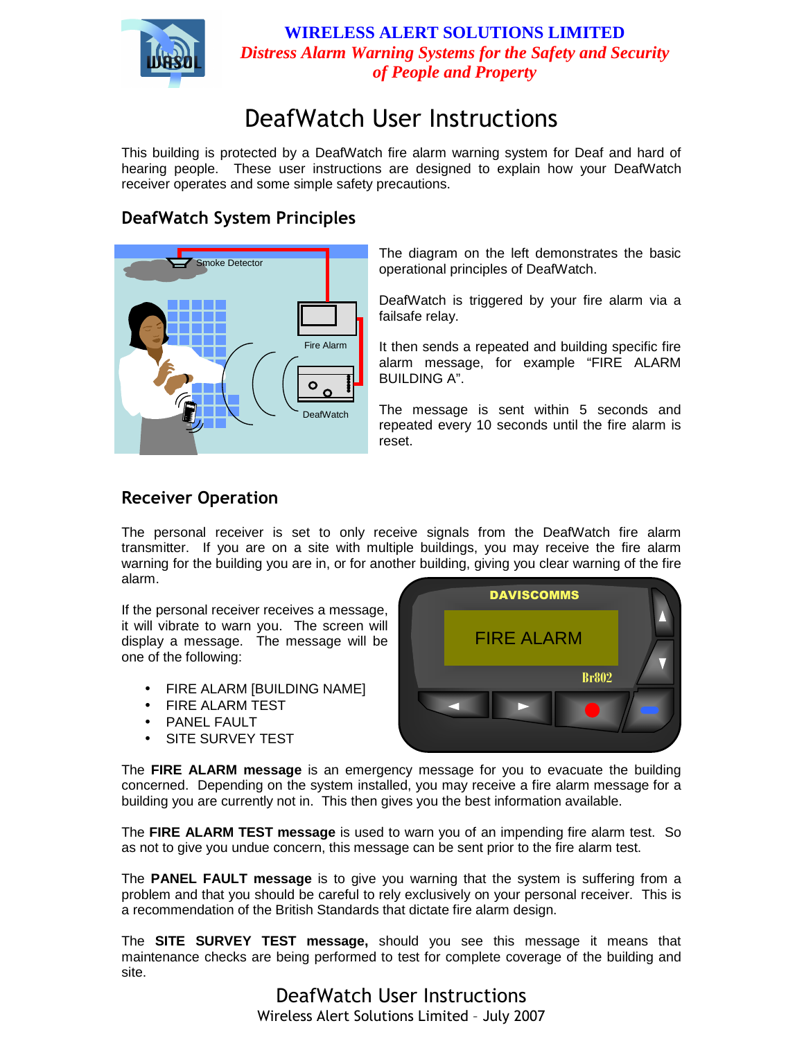**WIRELESS ALERT SOLUTIONS LIMITED**

***Distress Alarm Warning Systems for the Safety and Security of People and Property***

# DeafWatch User Instructions

This building is protected by a DeafWatch fire alarm warning system for Deaf and hard of hearing people. These user instructions are designed to explain how your DeafWatch receiver operates and some simple safety precautions.

## DeafWatch System Principles

The diagram on the left demonstrates the basic operational principles of DeafWatch.

DeafWatch is triggered by your fire alarm via a failsafe relay.

It then sends a repeated and building specific fire alarm message, for example “FIRE ALARM BUILDING A”.

The message is sent within 5 seconds and repeated every 10 seconds until the fire alarm is reset.

## Receiver Operation

The personal receiver is set to only receive signals from the DeafWatch fire alarm transmitter. If you are on a site with multiple buildings, you may receive the fire alarm warning for the building you are in, or for another building, giving you clear warning of the fire alarm.

If the personal receiver receives a message, it will vibrate to warn you. The screen will display a message. The message will be one of the following:

- FIRE ALARM [BUILDING NAME]
- FIRE ALARM TEST
- PANEL FAULT
- SITE SURVEY TEST

The **FIRE ALARM message** is an emergency message for you to evacuate the building concerned. Depending on the system installed, you may receive a fire alarm message for a building you are currently not in. This then gives you the best information available.

The **FIRE ALARM TEST message** is used to warn you of an impending fire alarm test. So as not to give you undue concern, this message can be sent prior to the fire alarm test.

The **PANEL FAULT message** is to give you warning that the system is suffering from a problem and that you should be careful to rely exclusively on your personal receiver. This is a recommendation of the British Standards that dictate fire alarm design.

The **SITE SURVEY TEST message,** should you see this message it means that maintenance checks are being performed to test for complete coverage of the building and site.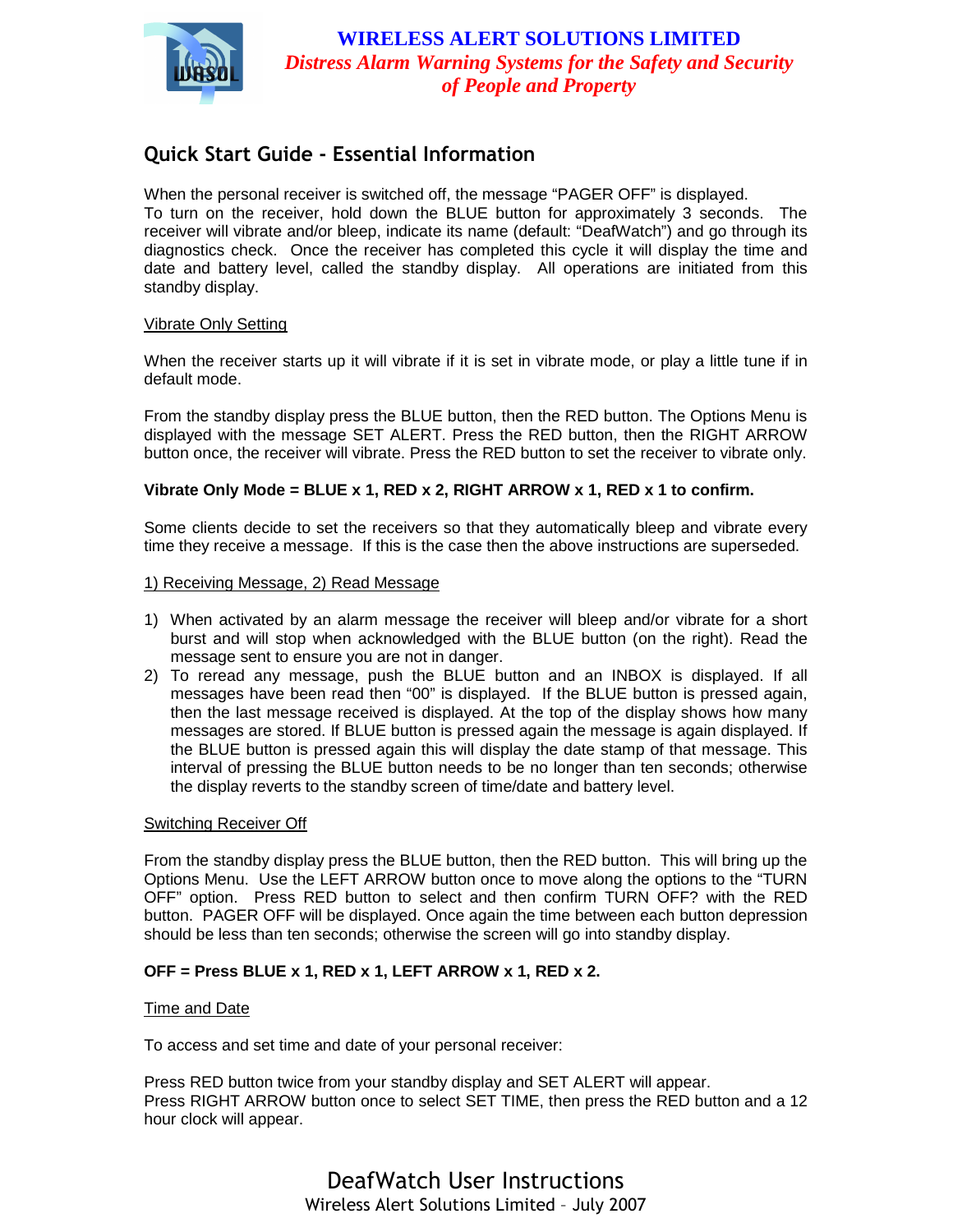WIRELESS ALERT SOLUTIONS LIMITED

*Distress Alarm Warning Systems for the Safety and Security of People and Property*

## Quick Start Guide - Essential Information

When the personal receiver is switched off, the message "PAGER OFF" is displayed.
To turn on the receiver, hold down the BLUE button for approximately 3 seconds. The receiver will vibrate and/or bleep, indicate its name (default: "DeafWatch") and go through its diagnostics check. Once the receiver has completed this cycle it will display the time and date and battery level, called the standby display. All operations are initiated from this standby display.

### Vibrate Only Setting

When the receiver starts up it will vibrate if it is set in vibrate mode, or play a little tune if in default mode.

From the standby display press the BLUE button, then the RED button. The Options Menu is displayed with the message SET ALERT. Press the RED button, then the RIGHT ARROW button once, the receiver will vibrate. Press the RED button to set the receiver to vibrate only.

**Vibrate Only Mode = BLUE x 1, RED x 2, RIGHT ARROW x 1, RED x 1 to confirm.**

Some clients decide to set the receivers so that they automatically bleep and vibrate every time they receive a message. If this is the case then the above instructions are superseded.

### 1) Receiving Message, 2) Read Message

1) When activated by an alarm message the receiver will bleep and/or vibrate for a short burst and will stop when acknowledged with the BLUE button (on the right). Read the message sent to ensure you are not in danger.
2) To reread any message, push the BLUE button and an INBOX is displayed. If all messages have been read then "00" is displayed. If the BLUE button is pressed again, then the last message received is displayed. At the top of the display shows how many messages are stored. If BLUE button is pressed again the message is again displayed. If the BLUE button is pressed again this will display the date stamp of that message. This interval of pressing the BLUE button needs to be no longer than ten seconds; otherwise the display reverts to the standby screen of time/date and battery level.

### Switching Receiver Off

From the standby display press the BLUE button, then the RED button. This will bring up the Options Menu. Use the LEFT ARROW button once to move along the options to the "TURN OFF" option. Press RED button to select and then confirm TURN OFF? with the RED button. PAGER OFF will be displayed. Once again the time between each button depression should be less than ten seconds; otherwise the screen will go into standby display.

**OFF = Press BLUE x 1, RED x 1, LEFT ARROW x 1, RED x 2.**

### Time and Date

To access and set time and date of your personal receiver:

Press RED button twice from your standby display and SET ALERT will appear.
Press RIGHT ARROW button once to select SET TIME, then press the RED button and a 12 hour clock will appear.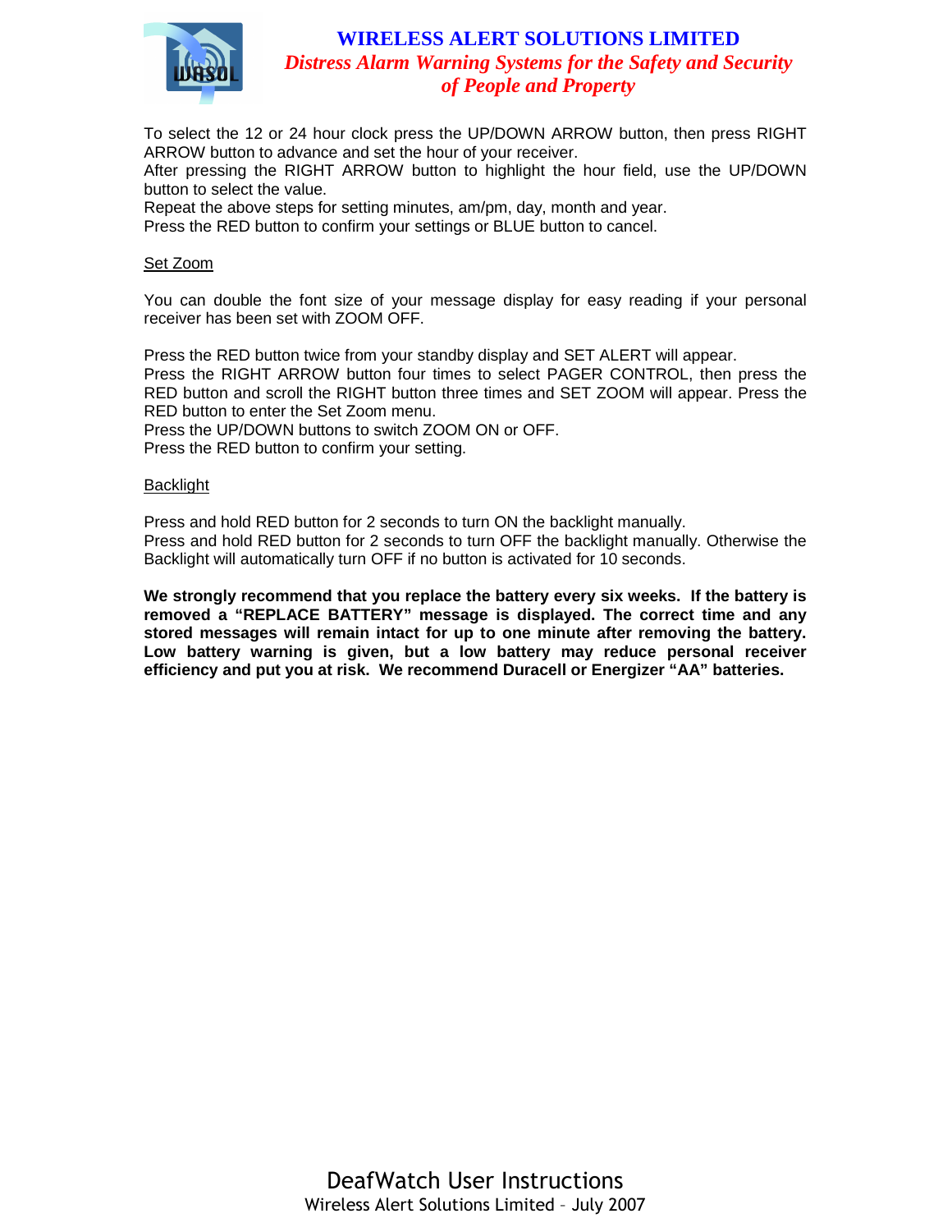To select the 12 or 24 hour clock press the UP/DOWN ARROW button, then press RIGHT ARROW button to advance and set the hour of your receiver.
After pressing the RIGHT ARROW button to highlight the hour field, use the UP/DOWN button to select the value.
Repeat the above steps for setting minutes, am/pm, day, month and year.
Press the RED button to confirm your settings or BLUE button to cancel.

### Set Zoom

You can double the font size of your message display for easy reading if your personal receiver has been set with ZOOM OFF.

Press the RED button twice from your standby display and SET ALERT will appear.
Press the RIGHT ARROW button four times to select PAGER CONTROL, then press the RED button and scroll the RIGHT button three times and SET ZOOM will appear. Press the RED button to enter the Set Zoom menu.
Press the UP/DOWN buttons to switch ZOOM ON or OFF.
Press the RED button to confirm your setting.

### Backlight

Press and hold RED button for 2 seconds to turn ON the backlight manually.
Press and hold RED button for 2 seconds to turn OFF the backlight manually. Otherwise the Backlight will automatically turn OFF if no button is activated for 10 seconds.

**We strongly recommend that you replace the battery every six weeks. If the battery is removed a "REPLACE BATTERY" message is displayed. The correct time and any stored messages will remain intact for up to one minute after removing the battery. Low battery warning is given, but a low battery may reduce personal receiver efficiency and put you at risk. We recommend Duracell or Energizer "AA" batteries.**